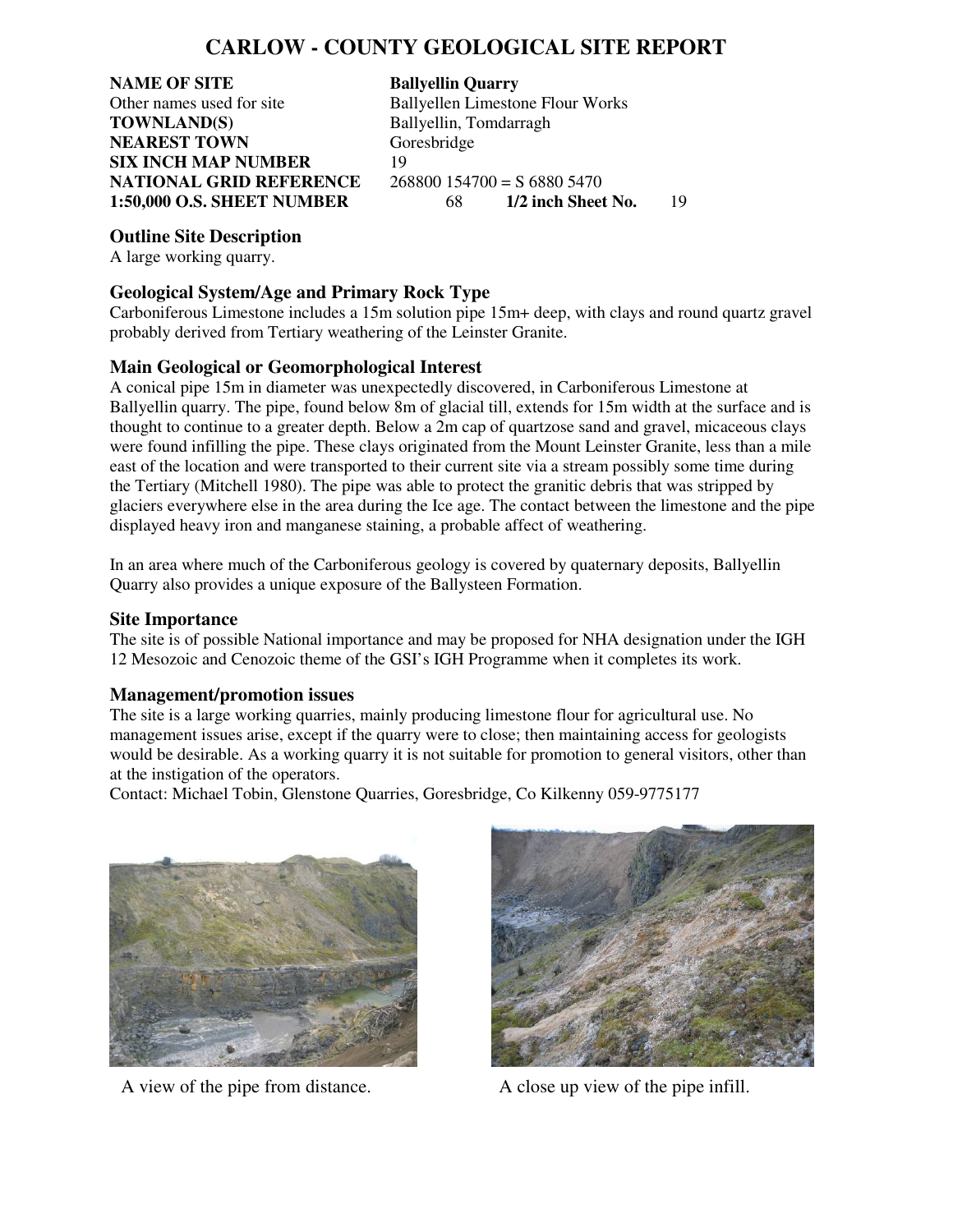# CARLOW - COUNTY GEOLOGICAL SITE REPORT

**NAME OF SITE** **Ballyellin Quarry**
Other names used for site Ballyellen Limestone Flour Works
**TOWNLAND(S)** Ballyellin, Tomdarragh
**NEAREST TOWN** Goresbridge
**SIX INCH MAP NUMBER** 19
**NATIONAL GRID REFERENCE** 268800 154700 = S 6880 5470
**1:50,000 O.S. SHEET NUMBER** 68 **1/2 inch Sheet No.** 19

### Outline Site Description

A large working quarry.

### Geological System/Age and Primary Rock Type

Carboniferous Limestone includes a 15m solution pipe 15m+ deep, with clays and round quartz gravel probably derived from Tertiary weathering of the Leinster Granite.

### Main Geological or Geomorphological Interest

A conical pipe 15m in diameter was unexpectedly discovered, in Carboniferous Limestone at Ballyellin quarry. The pipe, found below 8m of glacial till, extends for 15m width at the surface and is thought to continue to a greater depth. Below a 2m cap of quartzose sand and gravel, micaceous clays were found infilling the pipe. These clays originated from the Mount Leinster Granite, less than a mile east of the location and were transported to their current site via a stream possibly some time during the Tertiary (Mitchell 1980). The pipe was able to protect the granitic debris that was stripped by glaciers everywhere else in the area during the Ice age. The contact between the limestone and the pipe displayed heavy iron and manganese staining, a probable affect of weathering.

In an area where much of the Carboniferous geology is covered by quaternary deposits, Ballyellin Quarry also provides a unique exposure of the Ballysteen Formation.

### Site Importance

The site is of possible National importance and may be proposed for NHA designation under the IGH 12 Mesozoic and Cenozoic theme of the GSI's IGH Programme when it completes its work.

### Management/promotion issues

The site is a large working quarries, mainly producing limestone flour for agricultural use. No management issues arise, except if the quarry were to close; then maintaining access for geologists would be desirable. As a working quarry it is not suitable for promotion to general visitors, other than at the instigation of the operators.
Contact: Michael Tobin, Glenstone Quarries, Goresbridge, Co Kilkenny 059-9775177

A view of the pipe from distance.

A close up view of the pipe infill.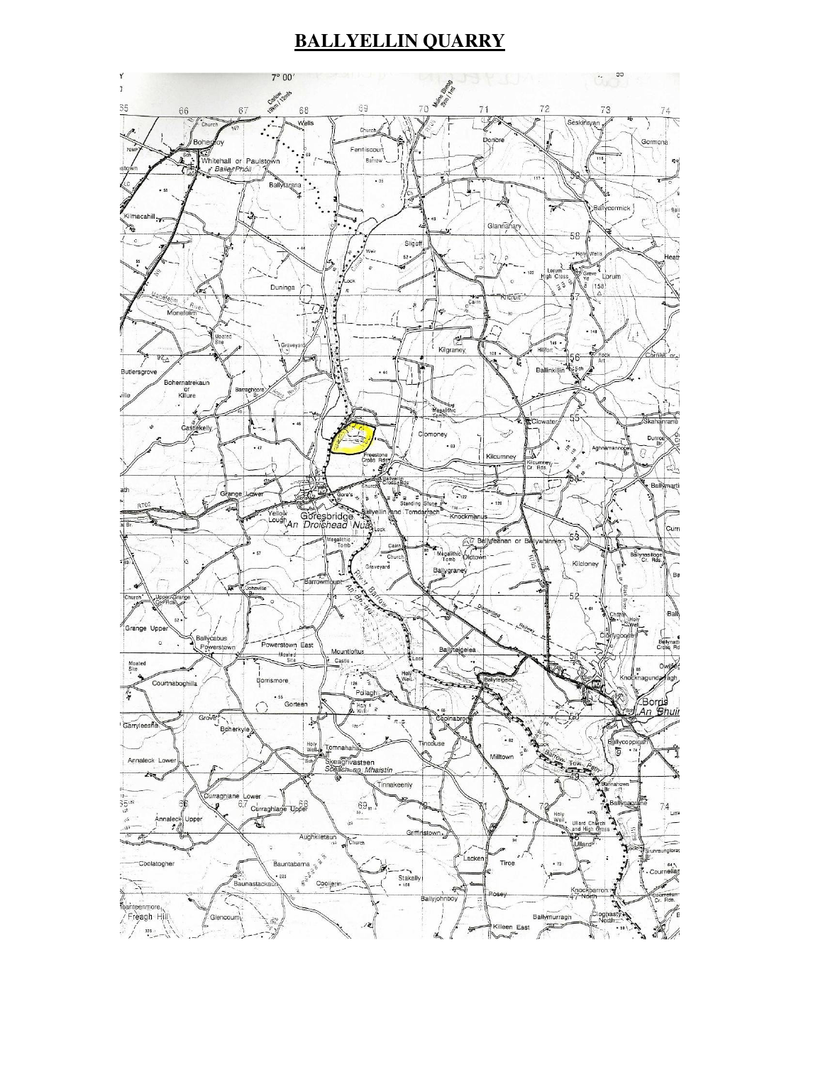# BALLYELLIN QUARRY